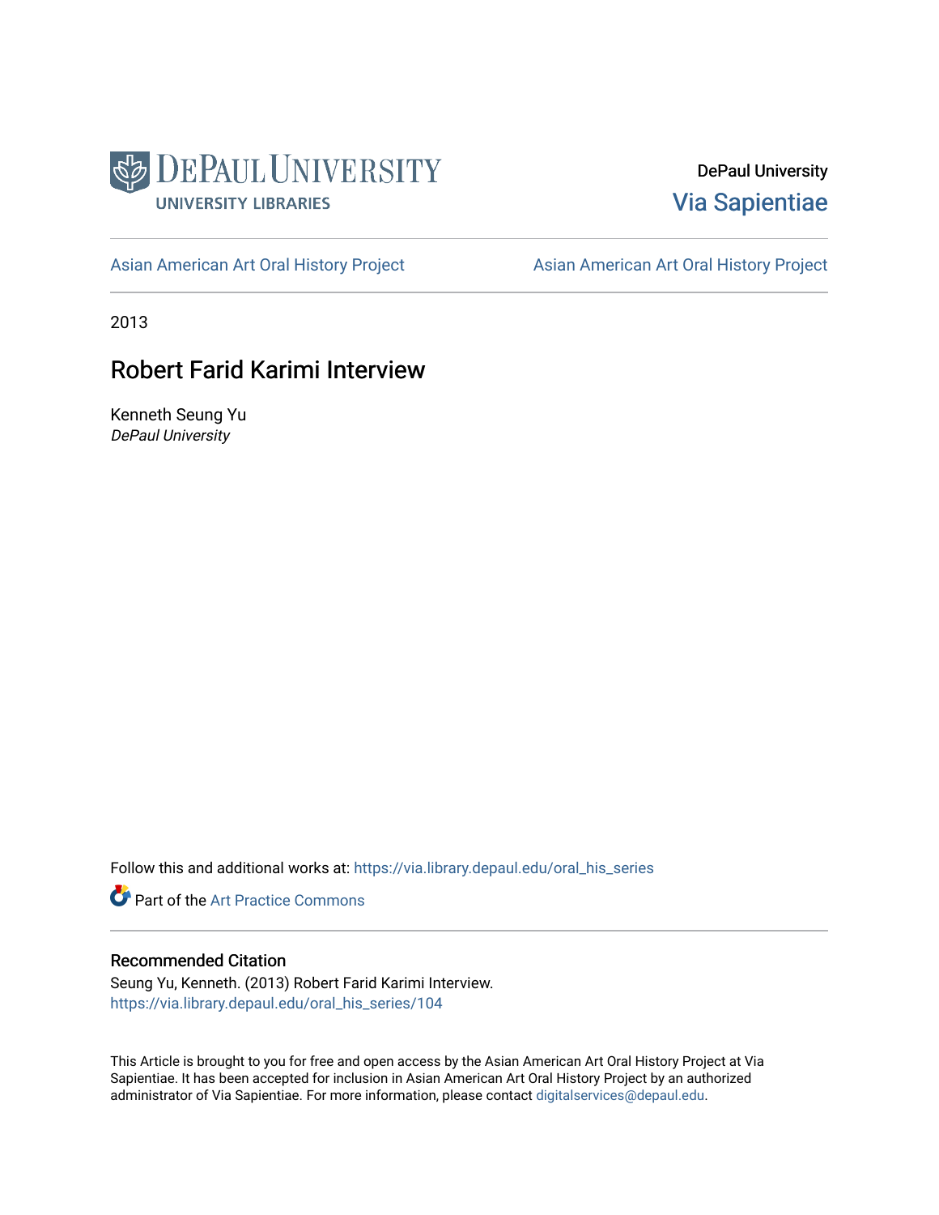DePaul University Libraries

DePaul University
Via Sapientiae

Asian American Art Oral History Project | Asian American Art Oral History Project

2013

# Robert Farid Karimi Interview

Kenneth Seung Yu
*DePaul University*

Follow this and additional works at: https://via.library.depaul.edu/oral_his_series

Part of the Art Practice Commons

## Recommended Citation

Seung Yu, Kenneth. (2013) Robert Farid Karimi Interview.
https://via.library.depaul.edu/oral_his_series/104

This Article is brought to you for free and open access by the Asian American Art Oral History Project at Via Sapientiae. It has been accepted for inclusion in Asian American Art Oral History Project by an authorized administrator of Via Sapientiae. For more information, please contact digitalservices@depaul.edu.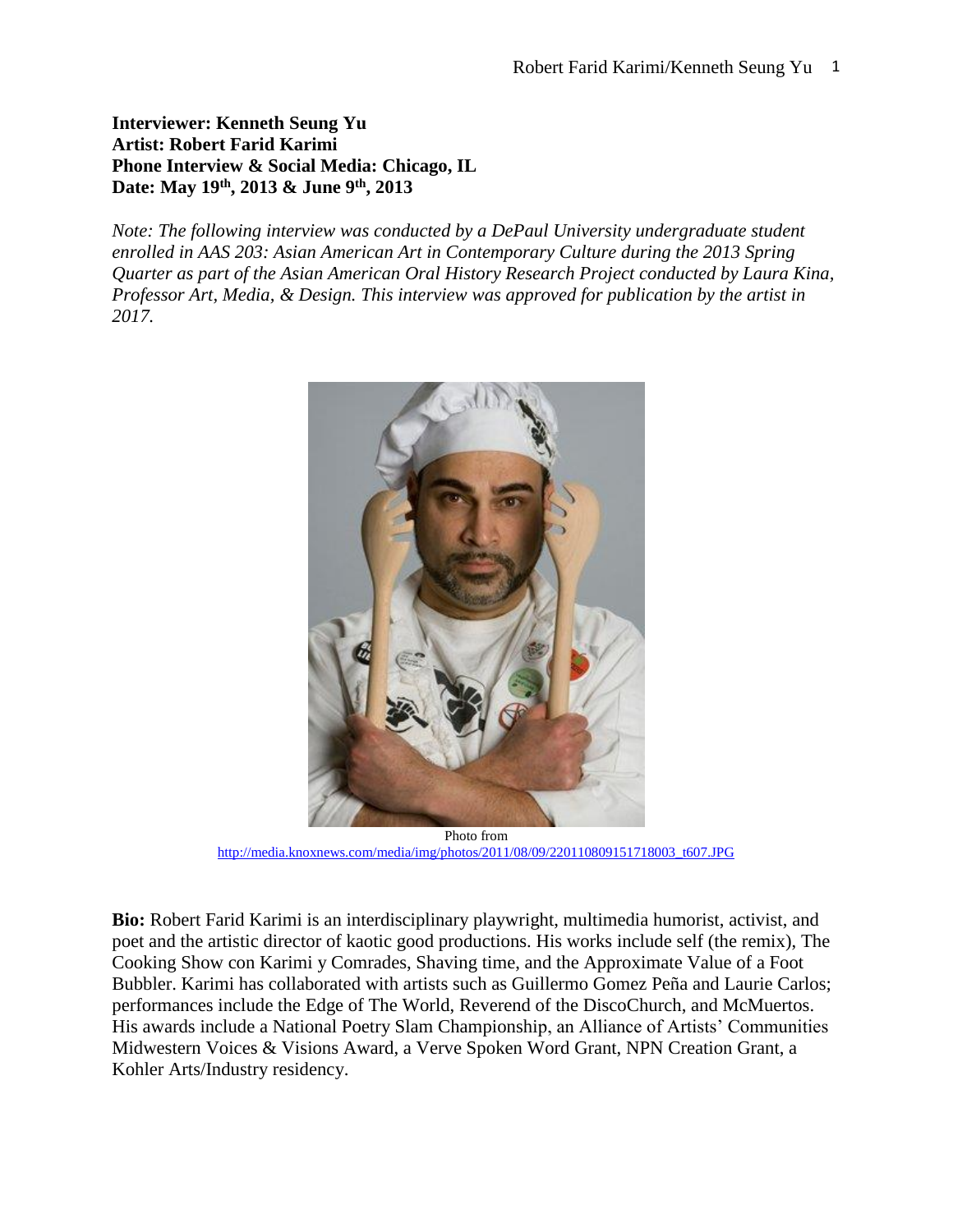**Interviewer: Kenneth Seung Yu**
**Artist: Robert Farid Karimi**
**Phone Interview & Social Media: Chicago, IL**
**Date: May 19th, 2013 & June 9th, 2013**

*Note: The following interview was conducted by a DePaul University undergraduate student enrolled in AAS 203: Asian American Art in Contemporary Culture during the 2013 Spring Quarter as part of the Asian American Oral History Research Project conducted by Laura Kina, Professor Art, Media, & Design. This interview was approved for publication by the artist in 2017.*

Photo from
http://media.knoxnews.com/media/img/photos/2011/08/09/220110809151718003_t607.JPG

**Bio:** Robert Farid Karimi is an interdisciplinary playwright, multimedia humorist, activist, and poet and the artistic director of kaotic good productions. His works include self (the remix), The Cooking Show con Karimi y Comrades, Shaving time, and the Approximate Value of a Foot Bubbler. Karimi has collaborated with artists such as Guillermo Gomez Peña and Laurie Carlos; performances include the Edge of The World, Reverend of the DiscoChurch, and McMuertos. His awards include a National Poetry Slam Championship, an Alliance of Artists' Communities Midwestern Voices & Visions Award, a Verve Spoken Word Grant, NPN Creation Grant, a Kohler Arts/Industry residency.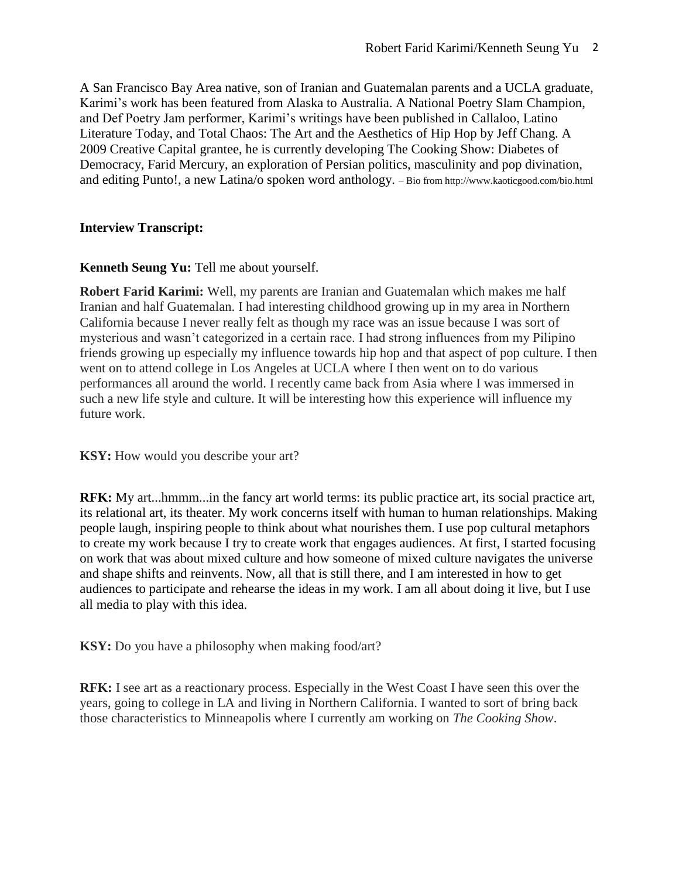A San Francisco Bay Area native, son of Iranian and Guatemalan parents and a UCLA graduate, Karimi's work has been featured from Alaska to Australia. A National Poetry Slam Champion, and Def Poetry Jam performer, Karimi's writings have been published in Callaloo, Latino Literature Today, and Total Chaos: The Art and the Aesthetics of Hip Hop by Jeff Chang. A 2009 Creative Capital grantee, he is currently developing The Cooking Show: Diabetes of Democracy, Farid Mercury, an exploration of Persian politics, masculinity and pop divination, and editing Punto!, a new Latina/o spoken word anthology. – Bio from http://www.kaoticgood.com/bio.html

**Interview Transcript:**

**Kenneth Seung Yu:** Tell me about yourself.

**Robert Farid Karimi:** Well, my parents are Iranian and Guatemalan which makes me half Iranian and half Guatemalan. I had interesting childhood growing up in my area in Northern California because I never really felt as though my race was an issue because I was sort of mysterious and wasn't categorized in a certain race. I had strong influences from my Pilipino friends growing up especially my influence towards hip hop and that aspect of pop culture. I then went on to attend college in Los Angeles at UCLA where I then went on to do various performances all around the world. I recently came back from Asia where I was immersed in such a new life style and culture. It will be interesting how this experience will influence my future work.

**KSY:** How would you describe your art?

**RFK:** My art...hmmm...in the fancy art world terms: its public practice art, its social practice art, its relational art, its theater. My work concerns itself with human to human relationships. Making people laugh, inspiring people to think about what nourishes them. I use pop cultural metaphors to create my work because I try to create work that engages audiences. At first, I started focusing on work that was about mixed culture and how someone of mixed culture navigates the universe and shape shifts and reinvents. Now, all that is still there, and I am interested in how to get audiences to participate and rehearse the ideas in my work. I am all about doing it live, but I use all media to play with this idea.

**KSY:** Do you have a philosophy when making food/art?

**RFK:** I see art as a reactionary process. Especially in the West Coast I have seen this over the years, going to college in LA and living in Northern California. I wanted to sort of bring back those characteristics to Minneapolis where I currently am working on *The Cooking Show*.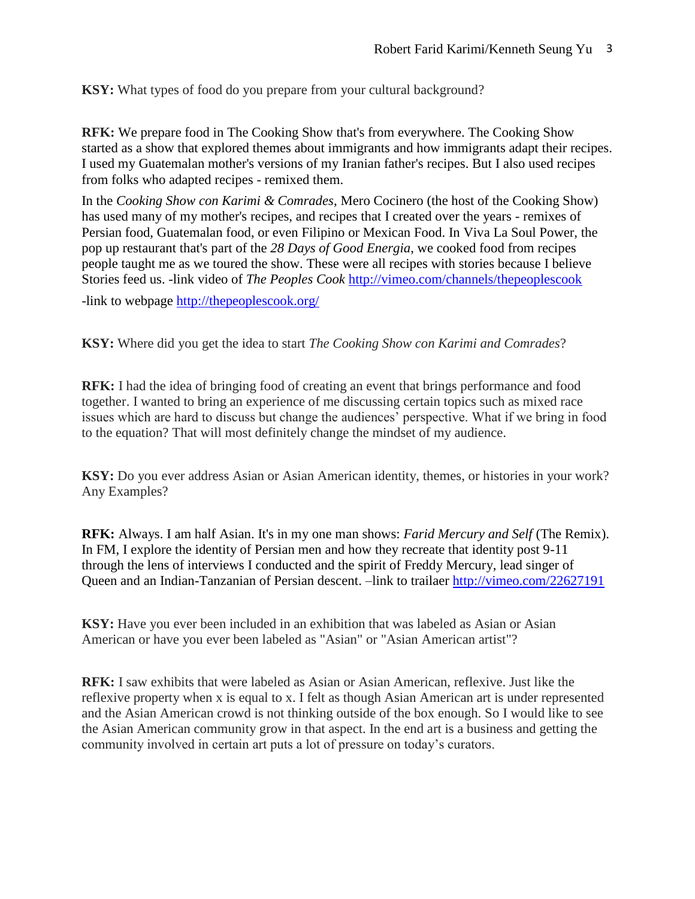**KSY:** What types of food do you prepare from your cultural background?

**RFK:** We prepare food in The Cooking Show that's from everywhere. The Cooking Show started as a show that explored themes about immigrants and how immigrants adapt their recipes. I used my Guatemalan mother's versions of my Iranian father's recipes. But I also used recipes from folks who adapted recipes - remixed them.

In the *Cooking Show con Karimi & Comrades*, Mero Cocinero (the host of the Cooking Show) has used many of my mother's recipes, and recipes that I created over the years - remixes of Persian food, Guatemalan food, or even Filipino or Mexican Food. In Viva La Soul Power, the pop up restaurant that's part of the *28 Days of Good Energia*, we cooked food from recipes people taught me as we toured the show. These were all recipes with stories because I believe Stories feed us. -link video of *The Peoples Cook* http://vimeo.com/channels/thepeoplescook

-link to webpage http://thepeoplescook.org/

**KSY:** Where did you get the idea to start *The Cooking Show con Karimi and Comrades*?

**RFK:** I had the idea of bringing food of creating an event that brings performance and food together. I wanted to bring an experience of me discussing certain topics such as mixed race issues which are hard to discuss but change the audiences' perspective. What if we bring in food to the equation? That will most definitely change the mindset of my audience.

**KSY:** Do you ever address Asian or Asian American identity, themes, or histories in your work? Any Examples?

**RFK:** Always. I am half Asian. It's in my one man shows: *Farid Mercury and Self* (The Remix). In FM, I explore the identity of Persian men and how they recreate that identity post 9-11 through the lens of interviews I conducted and the spirit of Freddy Mercury, lead singer of Queen and an Indian-Tanzanian of Persian descent. –link to trailaer http://vimeo.com/22627191

**KSY:** Have you ever been included in an exhibition that was labeled as Asian or Asian American or have you ever been labeled as "Asian" or "Asian American artist"?

**RFK:** I saw exhibits that were labeled as Asian or Asian American, reflexive. Just like the reflexive property when x is equal to x. I felt as though Asian American art is under represented and the Asian American crowd is not thinking outside of the box enough. So I would like to see the Asian American community grow in that aspect. In the end art is a business and getting the community involved in certain art puts a lot of pressure on today's curators.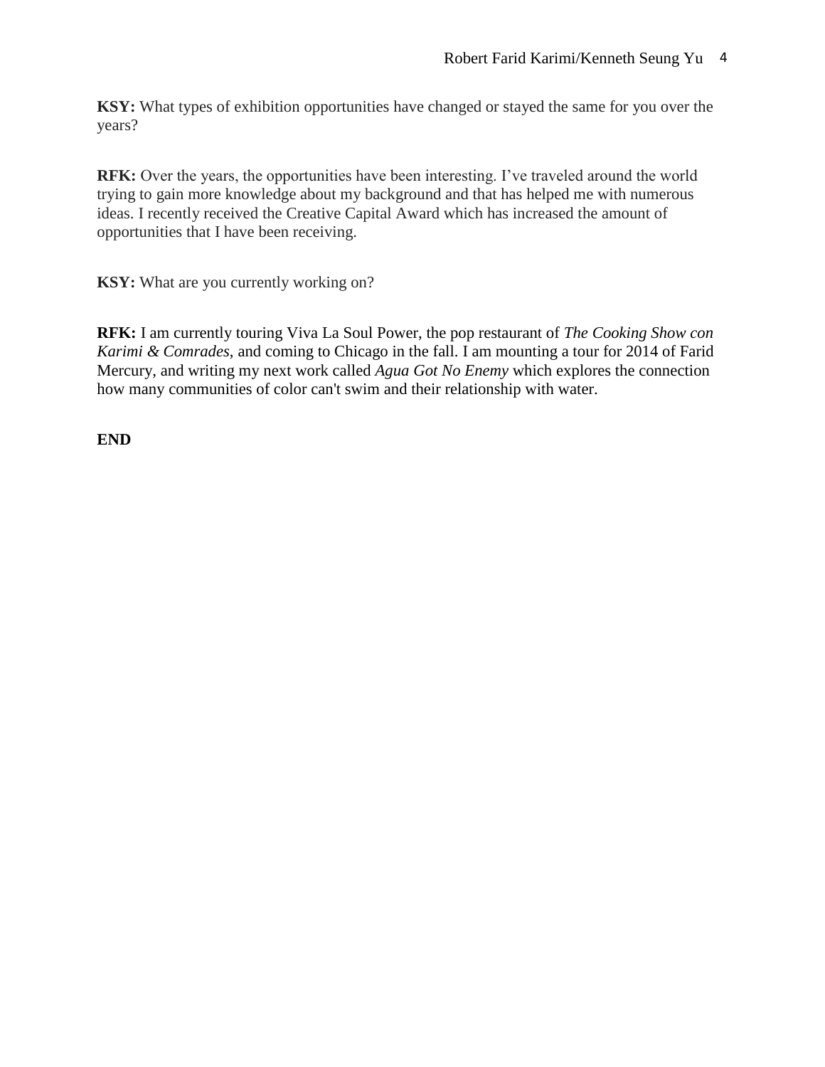**KSY:** What types of exhibition opportunities have changed or stayed the same for you over the years?

**RFK:** Over the years, the opportunities have been interesting. I've traveled around the world trying to gain more knowledge about my background and that has helped me with numerous ideas. I recently received the Creative Capital Award which has increased the amount of opportunities that I have been receiving.

**KSY:** What are you currently working on?

**RFK:** I am currently touring Viva La Soul Power, the pop restaurant of *The Cooking Show con Karimi & Comrades*, and coming to Chicago in the fall. I am mounting a tour for 2014 of Farid Mercury, and writing my next work called *Agua Got No Enemy* which explores the connection how many communities of color can't swim and their relationship with water.

**END**